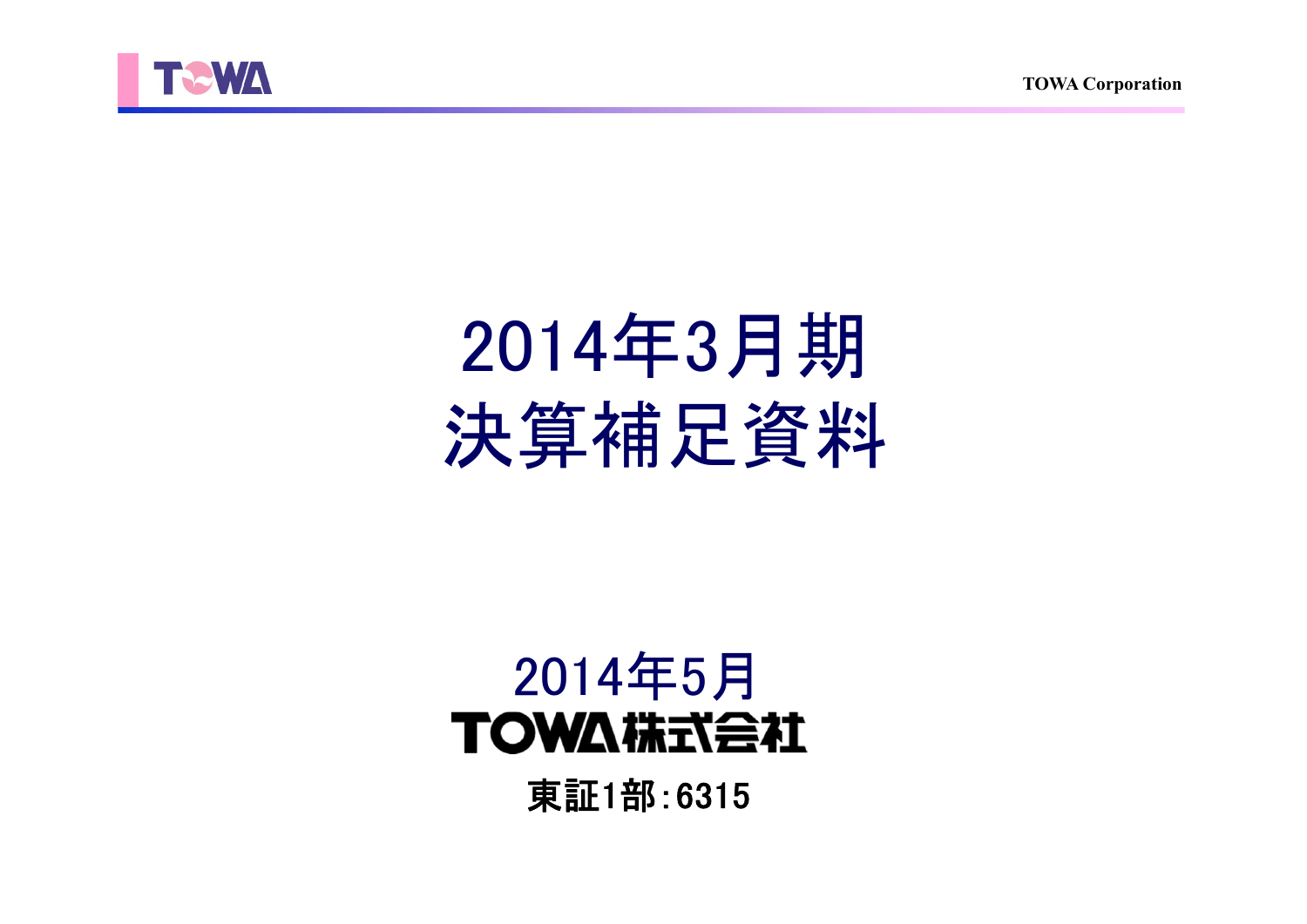# 2014年3月期
# 決算補足資料

2014年5月

TOWA株式会社

東証1部:6315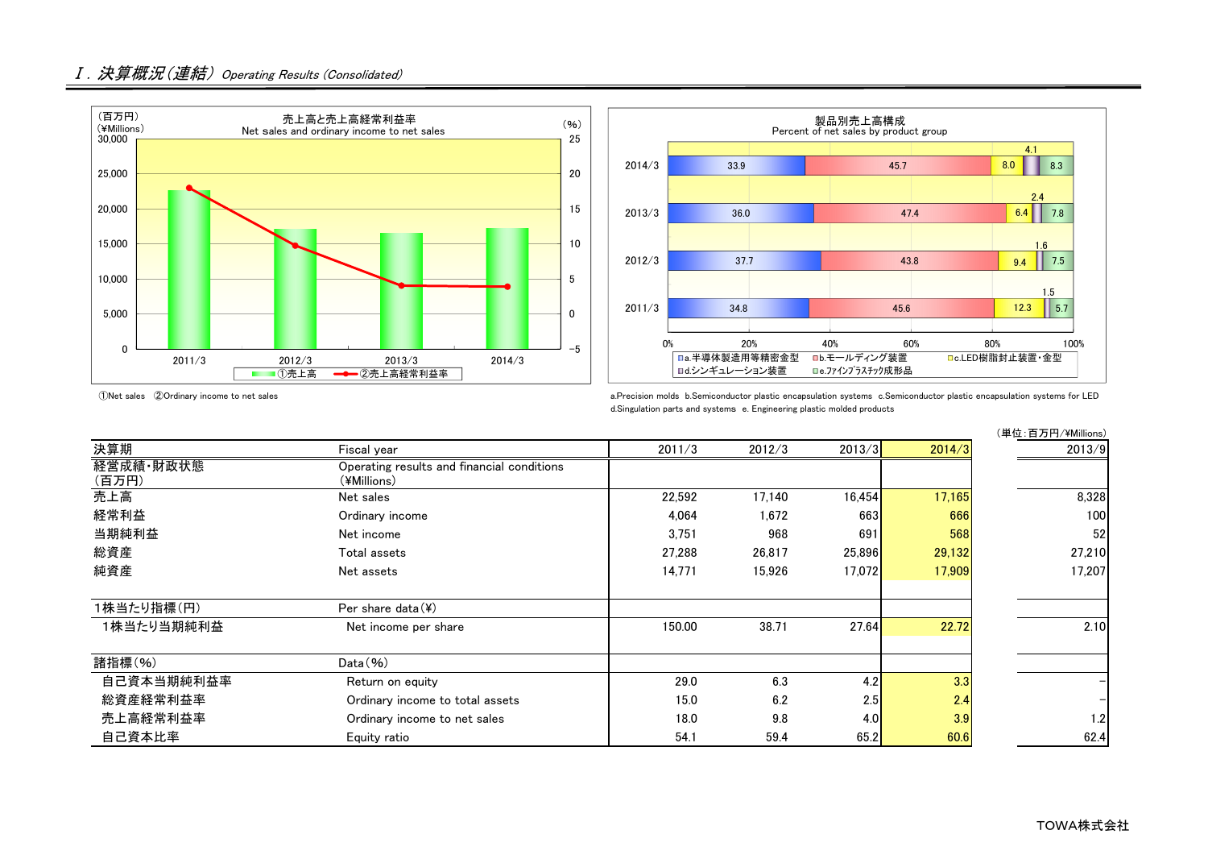## Ⅰ. 決算概況（連結） *Operating Results (Consolidated)*

**売上高と売上高経常利益率**
Net sales and ordinary income to net sales

（百万円）(¥Millions) / (%)

| | 2011/3 | 2012/3 | 2013/3 | 2014/3 |
|---|---|---|---|---|
| ①売上高 | | | | |
| ②売上高経常利益率 | | | | |

①Net sales ②Ordinary income to net sales

**製品別売上高構成**
Percent of net sales by product group

| | a | b | c | d | e |
|---|---|---|---|---|---|
| 2014/3 | 33.9 | 45.7 | 8.0 | 4.1 | 8.3 |
| 2013/3 | 36.0 | 47.4 | 6.4 | 2.4 | 7.8 |
| 2012/3 | 37.7 | 43.8 | 9.4 | 1.6 | 7.5 |
| 2011/3 | 34.8 | 45.6 | 12.3 | 1.5 | 5.7 |

a.半導体製造用等精密金型 b.モールディング装置 c.LED樹脂封止装置・金型 d.シンギュレーション装置 e.ﾌｧｲﾝﾌﾟﾗｽﾁｯｸ成形品

a.Precision molds b.Semiconductor plastic encapsulation systems c.Semiconductor plastic encapsulation systems for LED d.Singulation parts and systems e. Engineering plastic molded products

（単位：百万円/¥Millions）

| 決算期 | Fiscal year | 2011/3 | 2012/3 | 2013/3 | 2014/3 | 2013/9 |
|---|---|---|---|---|---|---|
| 経営成績・財政状態（百万円） | Operating results and financial conditions (¥Millions) | | | | | |
| 売上高 | Net sales | 22,592 | 17,140 | 16,454 | 17,165 | 8,328 |
| 経常利益 | Ordinary income | 4,064 | 1,672 | 663 | 666 | 100 |
| 当期純利益 | Net income | 3,751 | 968 | 691 | 568 | 52 |
| 総資産 | Total assets | 27,288 | 26,817 | 25,896 | 29,132 | 27,210 |
| 純資産 | Net assets | 14,771 | 15,926 | 17,072 | 17,909 | 17,207 |
| 1株当たり指標（円） | Per share data (¥) | | | | | |
| 1株当たり当期純利益 | Net income per share | 150.00 | 38.71 | 27.64 | 22.72 | 2.10 |
| 諸指標（%） | Data (%) | | | | | |
| 自己資本当期純利益率 | Return on equity | 29.0 | 6.3 | 4.2 | 3.3 | − |
| 総資産経常利益率 | Ordinary income to total assets | 15.0 | 6.2 | 2.5 | 2.4 | − |
| 売上高経常利益率 | Ordinary income to net sales | 18.0 | 9.8 | 4.0 | 3.9 | 1.2 |
| 自己資本比率 | Equity ratio | 54.1 | 59.4 | 65.2 | 60.6 | 62.4 |

TOWA株式会社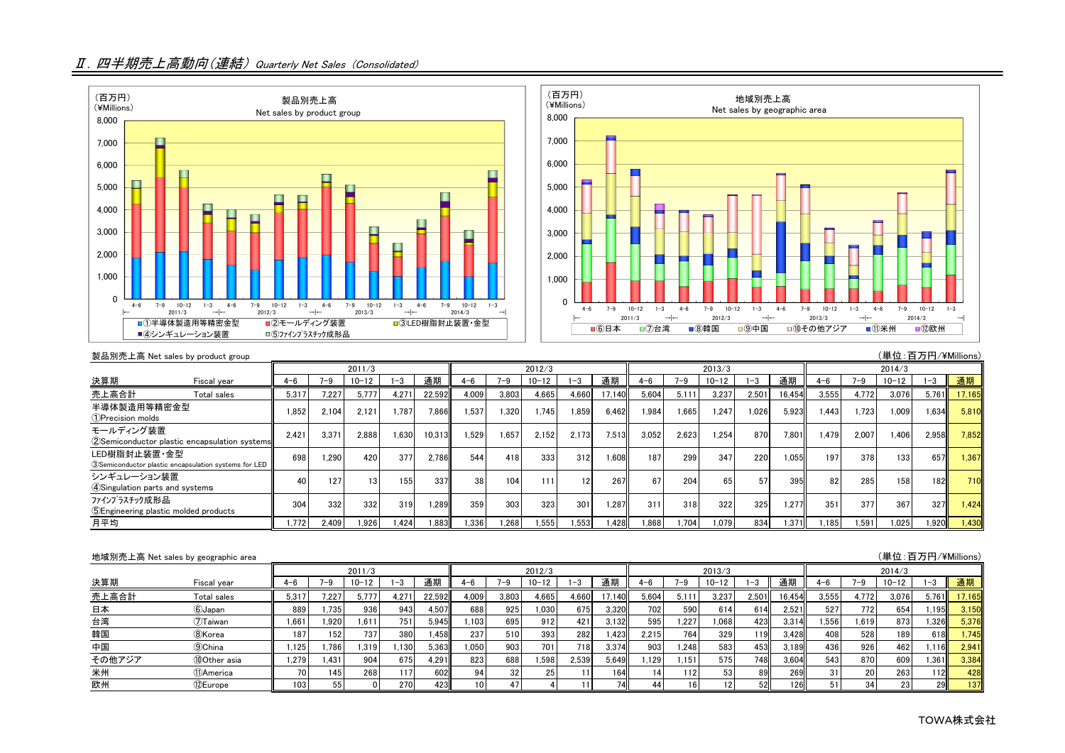## Ⅱ. 四半期売上高動向(連結) *Quarterly Net Sales (Consolidated)*

製品別売上高 Net sales by product group

(単位:百万円/¥Millions)

| 決算期 Fiscal year | 2011/3 4-6 | 7-9 | 10-12 | 1-3 | 通期 | 2012/3 4-6 | 7-9 | 10-12 | 1-3 | 通期 | 2013/3 4-6 | 7-9 | 10-12 | 1-3 | 通期 | 2014/3 4-6 | 7-9 | 10-12 | 1-3 | 通期 |
|---|---|---|---|---|---|---|---|---|---|---|---|---|---|---|---|---|---|---|---|---|
| 売上高合計 Total sales | 5,317 | 7,227 | 5,777 | 4,271 | 22,592 | 4,009 | 3,803 | 4,665 | 4,660 | 17,140 | 5,604 | 5,111 | 3,237 | 2,501 | 16,454 | 3,555 | 4,772 | 3,076 | 5,761 | 17,165 |
| 半導体製造用等精密金型 ①Precision molds | 1,852 | 2,104 | 2,121 | 1,787 | 7,866 | 1,537 | 1,320 | 1,745 | 1,859 | 6,462 | 1,984 | 1,665 | 1,247 | 1,026 | 5,923 | 1,443 | 1,723 | 1,009 | 1,634 | 5,810 |
| モールディング装置 ②Semiconductor plastic encapsulation systems | 2,421 | 3,371 | 2,888 | 1,630 | 10,313 | 1,529 | 1,657 | 2,152 | 2,173 | 7,513 | 3,052 | 2,623 | 1,254 | 870 | 7,801 | 1,479 | 2,007 | 1,406 | 2,958 | 7,852 |
| LED樹脂封止装置・金型 ③Semiconductor plastic encapsulation systems for LED | 698 | 1,290 | 420 | 377 | 2,786 | 544 | 418 | 333 | 312 | 1,608 | 187 | 299 | 347 | 220 | 1,055 | 197 | 378 | 133 | 657 | 1,367 |
| シンギュレーション装置 ④Singulation parts and systems | 40 | 127 | 13 | 155 | 337 | 38 | 104 | 111 | 12 | 267 | 67 | 204 | 65 | 57 | 395 | 82 | 285 | 158 | 182 | 710 |
| ファインプラスチック成形品 ⑤Engineering plastic molded products | 304 | 332 | 332 | 319 | 1,289 | 359 | 303 | 323 | 301 | 1,287 | 311 | 318 | 322 | 325 | 1,277 | 351 | 377 | 367 | 327 | 1,424 |
| 月平均 | 1,772 | 2,409 | 1,926 | 1,424 | 1,883 | 1,336 | 1,268 | 1,555 | 1,553 | 1,428 | 1,868 | 1,704 | 1,079 | 834 | 1,371 | 1,185 | 1,591 | 1,025 | 1,920 | 1,430 |

地域別売上高 Net sales by geographic area

(単位:百万円/¥Millions)

| 決算期 Fiscal year | 2011/3 4-6 | 7-9 | 10-12 | 1-3 | 通期 | 2012/3 4-6 | 7-9 | 10-12 | 1-3 | 通期 | 2013/3 4-6 | 7-9 | 10-12 | 1-3 | 通期 | 2014/3 4-6 | 7-9 | 10-12 | 1-3 | 通期 |
|---|---|---|---|---|---|---|---|---|---|---|---|---|---|---|---|---|---|---|---|---|
| 売上高合計 Total sales | 5,317 | 7,227 | 5,777 | 4,271 | 22,592 | 4,009 | 3,803 | 4,665 | 4,660 | 17,140 | 5,604 | 5,111 | 3,237 | 2,501 | 16,454 | 3,555 | 4,772 | 3,076 | 5,761 | 17,165 |
| 日本 ⑥Japan | 889 | 1,735 | 936 | 943 | 4,507 | 688 | 925 | 1,030 | 675 | 3,320 | 702 | 590 | 614 | 614 | 2,521 | 527 | 772 | 654 | 1,195 | 3,150 |
| 台湾 ⑦Taiwan | 1,661 | 1,920 | 1,611 | 751 | 5,945 | 1,103 | 695 | 912 | 421 | 3,132 | 595 | 1,227 | 1,068 | 423 | 3,314 | 1,556 | 1,619 | 873 | 1,326 | 5,376 |
| 韓国 ⑧Korea | 187 | 152 | 737 | 380 | 1,458 | 237 | 510 | 393 | 282 | 1,423 | 2,215 | 764 | 329 | 119 | 3,428 | 408 | 528 | 189 | 618 | 1,745 |
| 中国 ⑨China | 1,125 | 1,786 | 1,319 | 1,130 | 5,363 | 1,050 | 903 | 701 | 718 | 3,374 | 903 | 1,248 | 583 | 453 | 3,189 | 436 | 926 | 462 | 1,116 | 2,941 |
| その他アジア ⑩Other asia | 1,279 | 1,431 | 904 | 675 | 4,291 | 823 | 688 | 1,598 | 2,539 | 5,649 | 1,129 | 1,151 | 575 | 748 | 3,604 | 543 | 870 | 609 | 1,361 | 3,384 |
| 米州 ⑪America | 70 | 145 | 268 | 117 | 602 | 94 | 32 | 25 | 11 | 164 | 14 | 112 | 53 | 89 | 269 | 31 | 20 | 263 | 112 | 428 |
| 欧州 ⑫Europe | 103 | 55 | 0 | 270 | 423 | 10 | 47 | 4 | 11 | 74 | 44 | 16 | 12 | 52 | 126 | 51 | 34 | 23 | 29 | 137 |

TOWA株式会社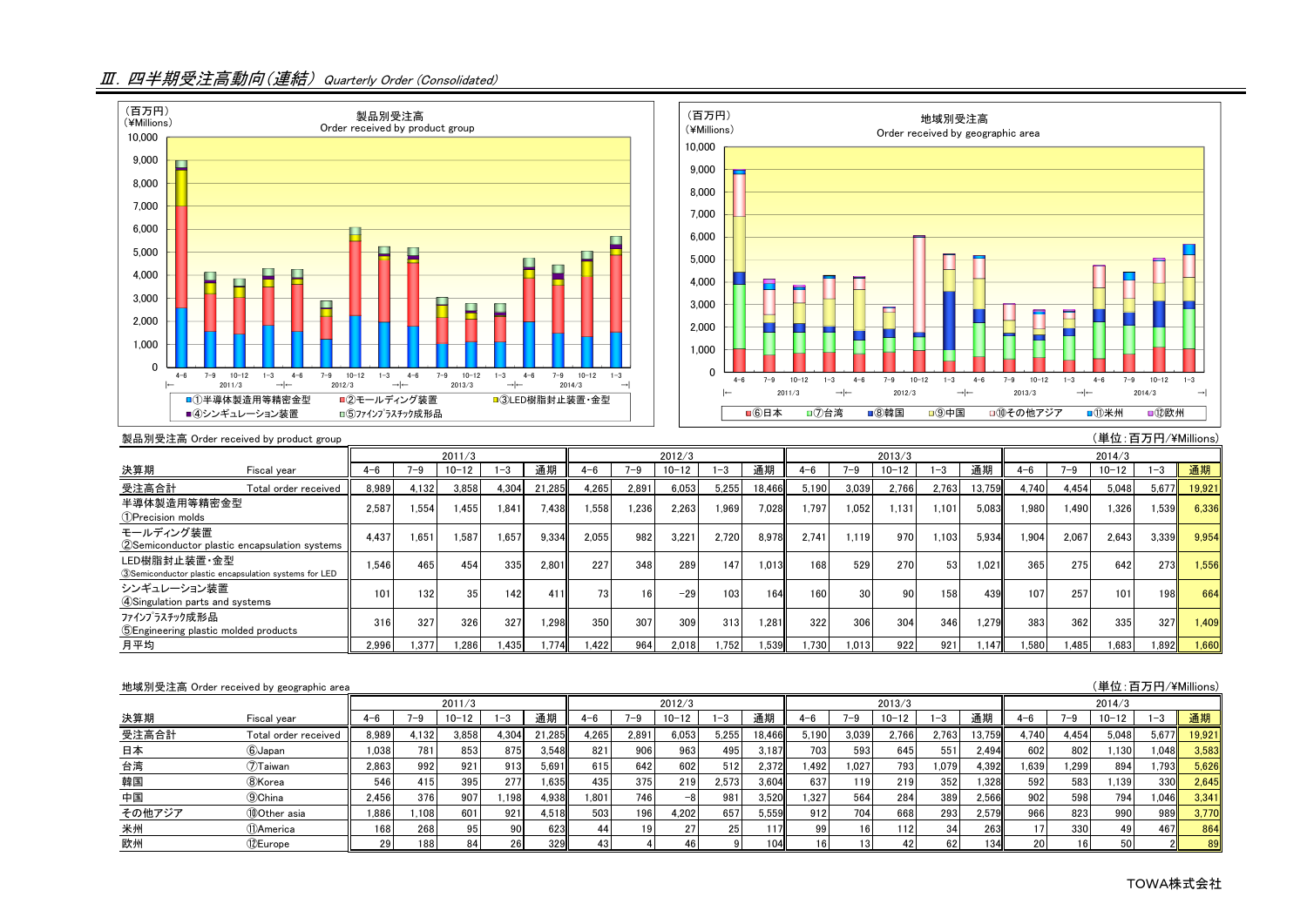## Ⅲ. 四半期受注高動向（連結） Quarterly Order (Consolidated)

製品別受注高
Order received by product group

（百万円）
(¥Millions)

■①半導体製造用等精密金型　■②モールディング装置　■③LED樹脂封止装置・金型　■④シンギュレーション装置　■⑤ﾌｧｲﾝﾌﾟﾗｽﾁｯｸ成形品

地域別受注高
Order received by geographic area

（百万円）
(¥Millions)

■⑥日本　■⑦台湾　■⑧韓国　■⑨中国　■⑩その他アジア　■⑪米州　■⑫欧州

製品別受注高 Order received by product group

（単位：百万円/¥Millions）

| 決算期 | Fiscal year | 2011/3 | | | | | 2012/3 | | | | | 2013/3 | | | | | 2014/3 | | | | |
|---|---|---|---|---|---|---|---|---|---|---|---|---|---|---|---|---|---|---|---|---|---|
| | | 4−6 | 7−9 | 10−12 | 1−3 | 通期 | 4−6 | 7−9 | 10−12 | 1−3 | 通期 | 4−6 | 7−9 | 10−12 | 1−3 | 通期 | 4−6 | 7−9 | 10−12 | 1−3 | 通期 |
| 受注高合計 | Total order received | 8,989 | 4,132 | 3,858 | 4,304 | 21,285 | 4,265 | 2,891 | 6,053 | 5,255 | 18,466 | 5,190 | 3,039 | 2,766 | 2,763 | 13,759 | 4,740 | 4,454 | 5,048 | 5,677 | 19,921 |
| 半導体製造用等精密金型 | ①Precision molds | 2,587 | 1,554 | 1,455 | 1,841 | 7,438 | 1,558 | 1,236 | 2,263 | 1,969 | 7,028 | 1,797 | 1,052 | 1,131 | 1,101 | 5,083 | 1,980 | 1,490 | 1,326 | 1,539 | 6,336 |
| モールディング装置 | ②Semiconductor plastic encapsulation systems | 4,437 | 1,651 | 1,587 | 1,657 | 9,334 | 2,055 | 982 | 3,221 | 2,720 | 8,978 | 2,741 | 1,119 | 970 | 1,103 | 5,934 | 1,904 | 2,067 | 2,643 | 3,339 | 9,954 |
| LED樹脂封止装置・金型 | ③Semiconductor plastic encapsulation systems for LED | 1,546 | 465 | 454 | 335 | 2,801 | 227 | 348 | 289 | 147 | 1,013 | 168 | 529 | 270 | 53 | 1,021 | 365 | 275 | 642 | 273 | 1,556 |
| シンギュレーション装置 | ④Singulation parts and systems | 101 | 132 | 35 | 142 | 411 | 73 | 16 | −29 | 103 | 164 | 160 | 30 | 90 | 158 | 439 | 107 | 257 | 101 | 198 | 664 |
| ﾌｧｲﾝﾌﾟﾗｽﾁｯｸ成形品 | ⑤Engineering plastic molded products | 316 | 327 | 326 | 327 | 1,298 | 350 | 307 | 309 | 313 | 1,281 | 322 | 306 | 304 | 346 | 1,279 | 383 | 362 | 335 | 327 | 1,409 |
| 月平均 | | 2,996 | 1,377 | 1,286 | 1,435 | 1,774 | 1,422 | 964 | 2,018 | 1,752 | 1,539 | 1,730 | 1,013 | 922 | 921 | 1,147 | 1,580 | 1,485 | 1,683 | 1,892 | 1,660 |

地域別受注高 Order received by geographic area

（単位：百万円/¥Millions）

| 決算期 | Fiscal year | 2011/3 | | | | | 2012/3 | | | | | 2013/3 | | | | | 2014/3 | | | | |
|---|---|---|---|---|---|---|---|---|---|---|---|---|---|---|---|---|---|---|---|---|---|
| | | 4−6 | 7−9 | 10−12 | 1−3 | 通期 | 4−6 | 7−9 | 10−12 | 1−3 | 通期 | 4−6 | 7−9 | 10−12 | 1−3 | 通期 | 4−6 | 7−9 | 10−12 | 1−3 | 通期 |
| 受注高合計 | Total order received | 8,989 | 4,132 | 3,858 | 4,304 | 21,285 | 4,265 | 2,891 | 6,053 | 5,255 | 18,466 | 5,190 | 3,039 | 2,766 | 2,763 | 13,759 | 4,740 | 4,454 | 5,048 | 5,677 | 19,921 |
| 日本 | ⑥Japan | 1,038 | 781 | 853 | 875 | 3,548 | 821 | 906 | 963 | 495 | 3,187 | 703 | 593 | 645 | 551 | 2,494 | 602 | 802 | 1,130 | 1,048 | 3,583 |
| 台湾 | ⑦Taiwan | 2,863 | 992 | 921 | 913 | 5,691 | 615 | 642 | 602 | 512 | 2,372 | 1,492 | 1,027 | 793 | 1,079 | 4,392 | 1,639 | 1,299 | 894 | 1,793 | 5,626 |
| 韓国 | ⑧Korea | 546 | 415 | 395 | 277 | 1,635 | 435 | 375 | 219 | 2,573 | 3,604 | 637 | 119 | 219 | 352 | 1,328 | 592 | 583 | 1,139 | 330 | 2,645 |
| 中国 | ⑨China | 2,456 | 376 | 907 | 1,198 | 4,938 | 1,801 | 746 | −8 | 981 | 3,520 | 1,327 | 564 | 284 | 389 | 2,566 | 902 | 598 | 794 | 1,046 | 3,341 |
| その他アジア | ⑩Other asia | 1,886 | 1,108 | 601 | 921 | 4,518 | 503 | 196 | 4,202 | 657 | 5,559 | 912 | 704 | 668 | 293 | 2,579 | 966 | 823 | 990 | 989 | 3,770 |
| 米州 | ⑪America | 168 | 268 | 95 | 90 | 623 | 44 | 19 | 27 | 25 | 117 | 99 | 16 | 112 | 34 | 263 | 17 | 330 | 49 | 467 | 864 |
| 欧州 | ⑫Europe | 29 | 188 | 84 | 26 | 329 | 43 | 4 | 46 | 9 | 104 | 16 | 13 | 42 | 62 | 134 | 20 | 16 | 50 | 2 | 89 |

TOWA株式会社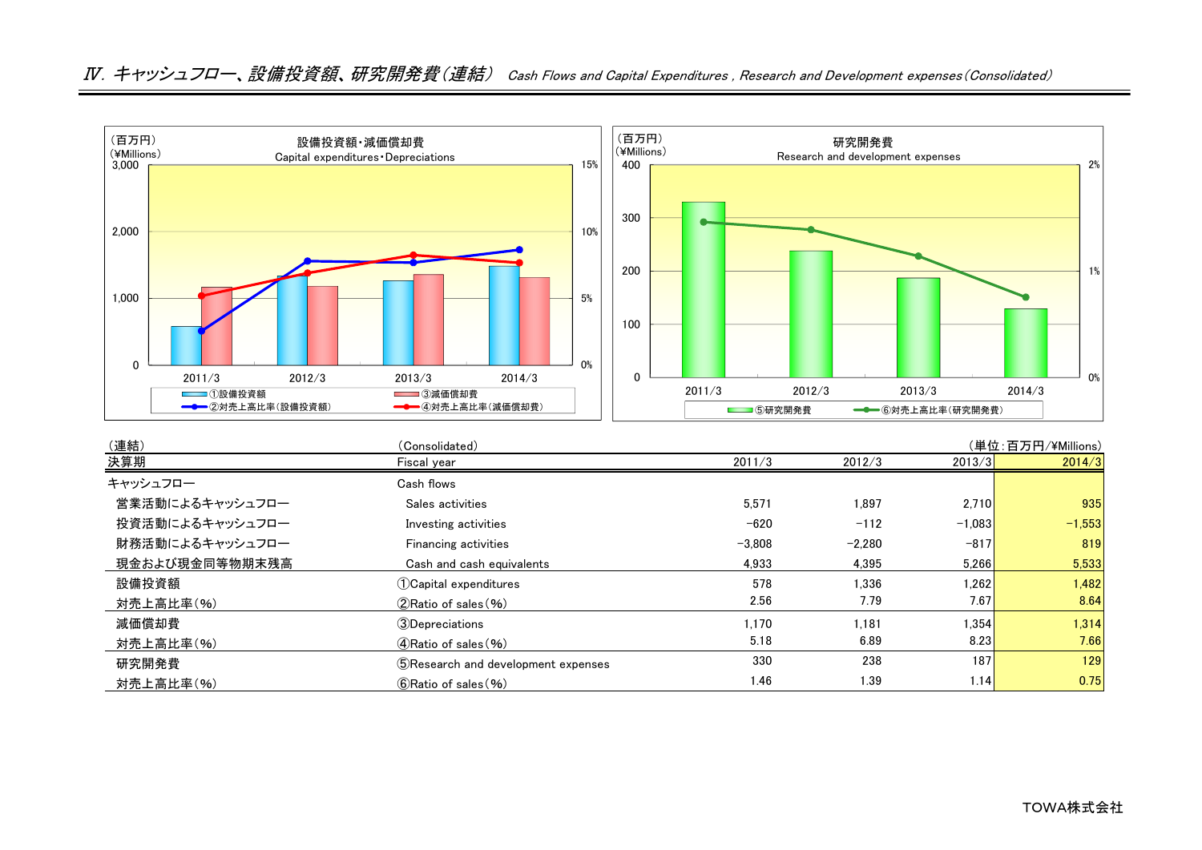# Ⅳ. キャッシュフロー、設備投資額、研究開発費（連結） *Cash Flows and Capital Expenditures , Research and Development expenses（Consolidated）*

（百万円）
（¥Millions）

設備投資額・減価償却費
Capital expenditures・Depreciations

3,000
2,000
1,000
0

15%
10%
5%
0%

2011/3
2012/3
2013/3
2014/3

①設備投資額
③減価償却費
②対売上高比率（設備投資額）
④対売上高比率（減価償却費）

（百万円）
（¥Millions）

研究開発費
Research and development expenses

400
300
200
100
0

2%
1%
0%

2011/3
2012/3
2013/3
2014/3

⑤研究開発費
⑥対売上高比率（研究開発費）

（連結）　（Consolidated）　（単位：百万円/¥Millions）

| 決算期 | Fiscal year | 2011/3 | 2012/3 | 2013/3 | 2014/3 |
|---|---|---|---|---|---|
| キャッシュフロー | Cash flows | | | | |
| 営業活動によるキャッシュフロー | Sales activities | 5,571 | 1,897 | 2,710 | 935 |
| 投資活動によるキャッシュフロー | Investing activities | −620 | −112 | −1,083 | −1,553 |
| 財務活動によるキャッシュフロー | Financing activities | −3,808 | −2,280 | −817 | 819 |
| 現金および現金同等物期末残高 | Cash and cash equivalents | 4,933 | 4,395 | 5,266 | 5,533 |
| 設備投資額 | ①Capital expenditures | 578 | 1,336 | 1,262 | 1,482 |
| 対売上高比率（%） | ②Ratio of sales（%） | 2.56 | 7.79 | 7.67 | 8.64 |
| 減価償却費 | ③Depreciations | 1,170 | 1,181 | 1,354 | 1,314 |
| 対売上高比率（%） | ④Ratio of sales（%） | 5.18 | 6.89 | 8.23 | 7.66 |
| 研究開発費 | ⑤Research and development expenses | 330 | 238 | 187 | 129 |
| 対売上高比率（%） | ⑥Ratio of sales（%） | 1.46 | 1.39 | 1.14 | 0.75 |

TOWA株式会社